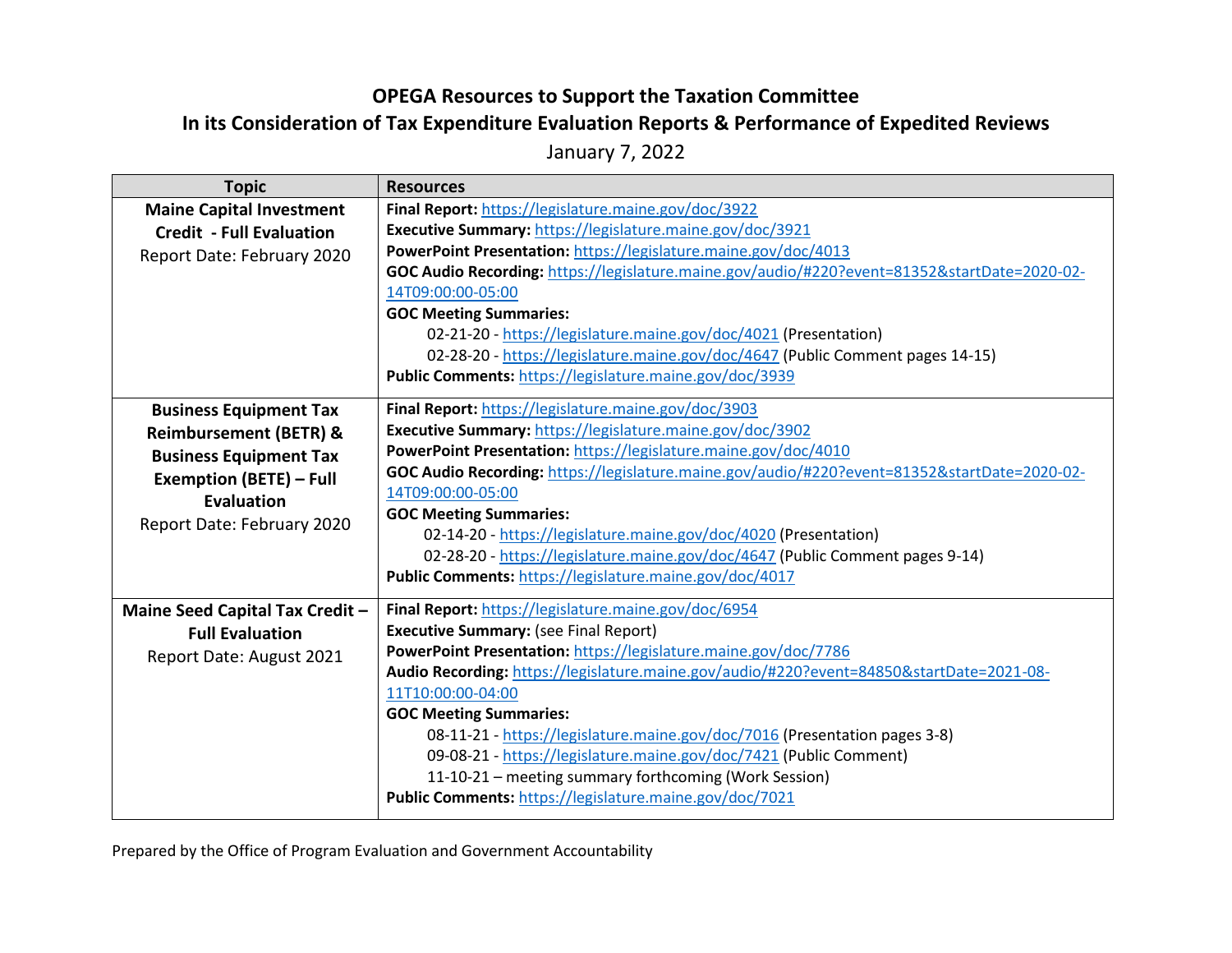# OPEGA Resources to Support the Taxation Committee

## In its Consideration of Tax Expenditure Evaluation Reports & Performance of Expedited Reviews

January 7, 2022

| Topic | Resources |
|---|---|
| **Maine Capital Investment Credit - Full Evaluation**<br>Report Date: February 2020 | **Final Report:** https://legislature.maine.gov/doc/3922<br>**Executive Summary:** https://legislature.maine.gov/doc/3921<br>**PowerPoint Presentation:** https://legislature.maine.gov/doc/4013<br>**GOC Audio Recording:** https://legislature.maine.gov/audio/#220?event=81352&startDate=2020-02-14T09:00:00-05:00<br>**GOC Meeting Summaries:**<br>02-21-20 - https://legislature.maine.gov/doc/4021 (Presentation)<br>02-28-20 - https://legislature.maine.gov/doc/4647 (Public Comment pages 14-15)<br>**Public Comments:** https://legislature.maine.gov/doc/3939 |
| **Business Equipment Tax Reimbursement (BETR) & Business Equipment Tax Exemption (BETE) – Full Evaluation**<br>Report Date: February 2020 | **Final Report:** https://legislature.maine.gov/doc/3903<br>**Executive Summary:** https://legislature.maine.gov/doc/3902<br>**PowerPoint Presentation:** https://legislature.maine.gov/doc/4010<br>**GOC Audio Recording:** https://legislature.maine.gov/audio/#220?event=81352&startDate=2020-02-14T09:00:00-05:00<br>**GOC Meeting Summaries:**<br>02-14-20 - https://legislature.maine.gov/doc/4020 (Presentation)<br>02-28-20 - https://legislature.maine.gov/doc/4647 (Public Comment pages 9-14)<br>**Public Comments:** https://legislature.maine.gov/doc/4017 |
| **Maine Seed Capital Tax Credit – Full Evaluation**<br>Report Date: August 2021 | **Final Report:** https://legislature.maine.gov/doc/6954<br>**Executive Summary:** (see Final Report)<br>**PowerPoint Presentation:** https://legislature.maine.gov/doc/7786<br>**Audio Recording:** https://legislature.maine.gov/audio/#220?event=84850&startDate=2021-08-11T10:00:00-04:00<br>**GOC Meeting Summaries:**<br>08-11-21 - https://legislature.maine.gov/doc/7016 (Presentation pages 3-8)<br>09-08-21 - https://legislature.maine.gov/doc/7421 (Public Comment)<br>11-10-21 – meeting summary forthcoming (Work Session)<br>**Public Comments:** https://legislature.maine.gov/doc/7021 |

Prepared by the Office of Program Evaluation and Government Accountability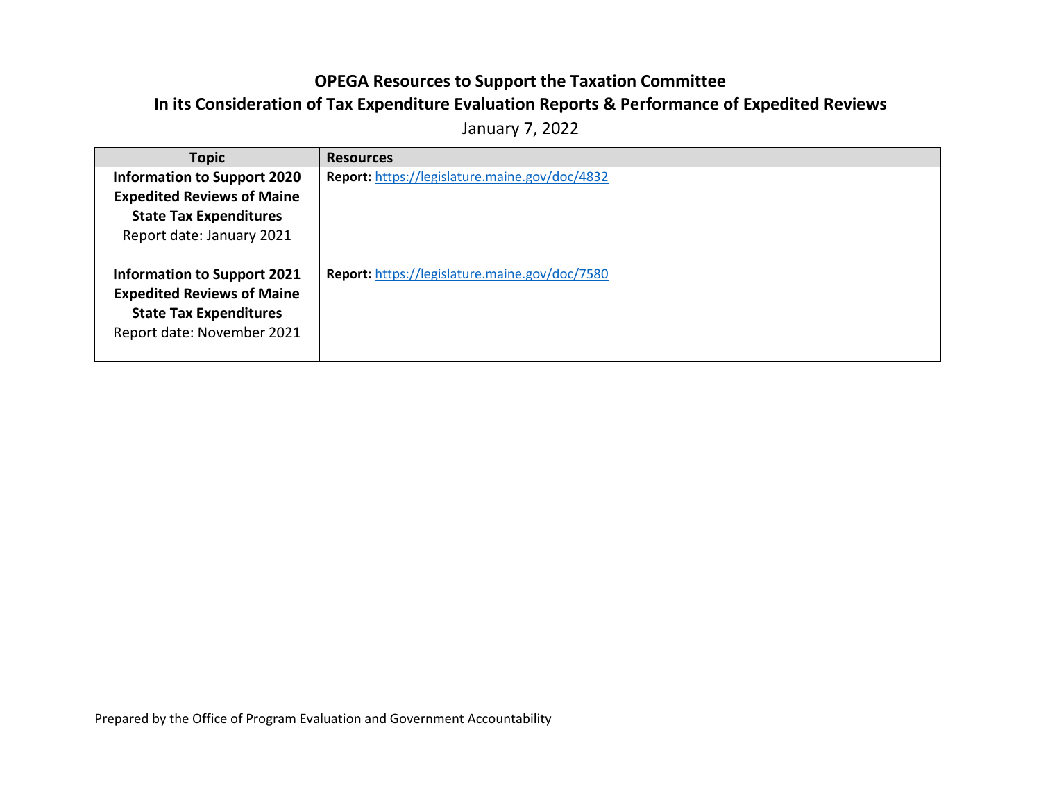# OPEGA Resources to Support the Taxation Committee

## In its Consideration of Tax Expenditure Evaluation Reports & Performance of Expedited Reviews

January 7, 2022

| Topic | Resources |
| --- | --- |
| **Information to Support 2020 Expedited Reviews of Maine State Tax Expenditures** Report date: January 2021 | **Report:** https://legislature.maine.gov/doc/4832 |
| **Information to Support 2021 Expedited Reviews of Maine State Tax Expenditures** Report date: November 2021 | **Report:** https://legislature.maine.gov/doc/7580 |

Prepared by the Office of Program Evaluation and Government Accountability